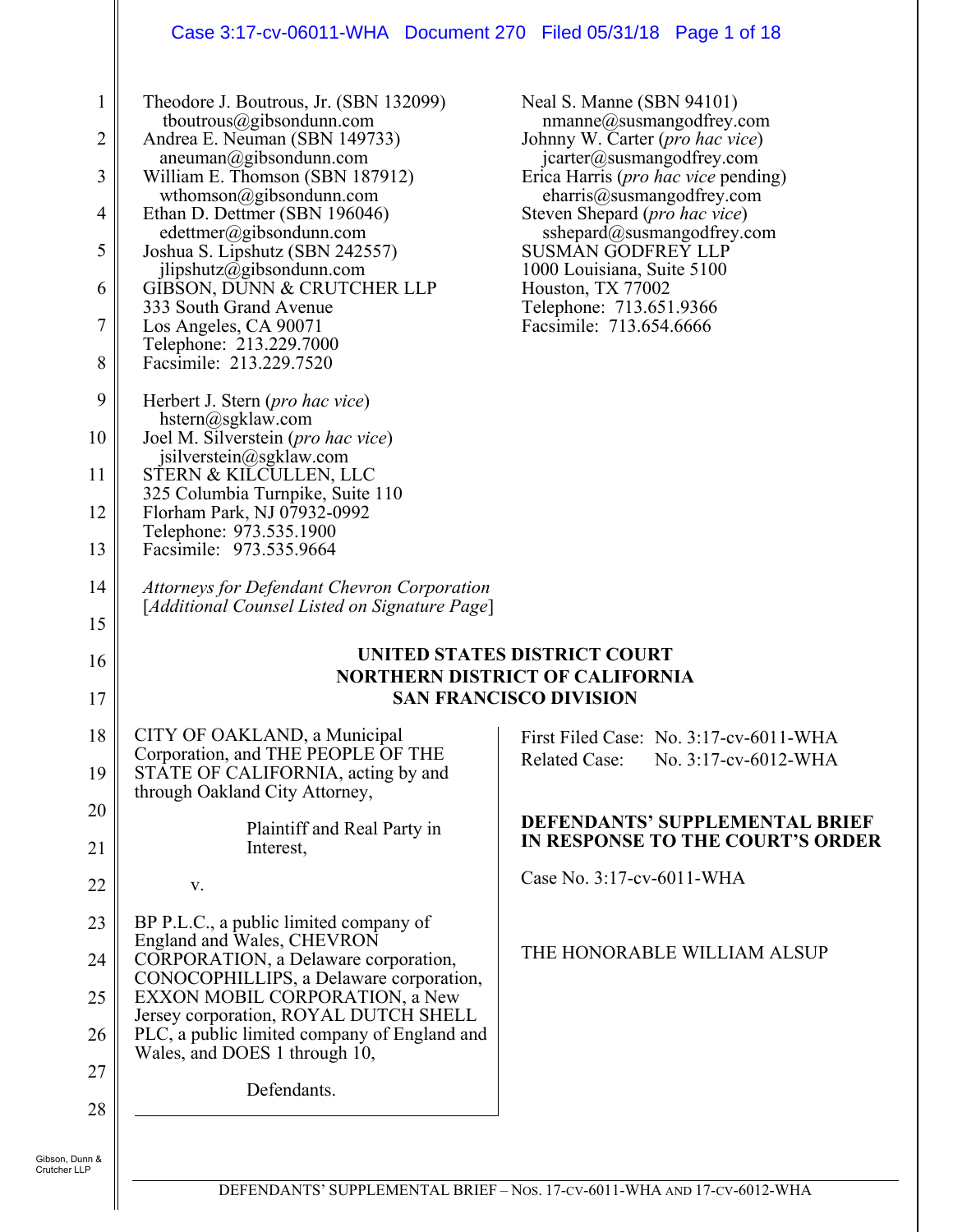Theodore J. Boutrous, Jr. (SBN 132099)
tboutrous@gibsondunn.com
Andrea E. Neuman (SBN 149733)
aneuman@gibsondunn.com
William E. Thomson (SBN 187912)
wthomson@gibsondunn.com
Ethan D. Dettmer (SBN 196046)
edettmer@gibsondunn.com
Joshua S. Lipshutz (SBN 242557)
jlipshutz@gibsondunn.com
GIBSON, DUNN & CRUTCHER LLP
333 South Grand Avenue
Los Angeles, CA 90071
Telephone: 213.229.7000
Facsimile: 213.229.7520

Herbert J. Stern (*pro hac vice*)
hstern@sgklaw.com
Joel M. Silverstein (*pro hac vice*)
jsilverstein@sgklaw.com
STERN & KILCULLEN, LLC
325 Columbia Turnpike, Suite 110
Florham Park, NJ 07932-0992
Telephone: 973.535.1900
Facsimile: 973.535.9664

*Attorneys for Defendant Chevron Corporation*
[*Additional Counsel Listed on Signature Page*]

Neal S. Manne (SBN 94101)
nmanne@susmangodfrey.com
Johnny W. Carter (*pro hac vice*)
jcarter@susmangodfrey.com
Erica Harris (*pro hac vice* pending)
eharris@susmangodfrey.com
Steven Shepard (*pro hac vice*)
sshepard@susmangodfrey.com
SUSMAN GODFREY LLP
1000 Louisiana, Suite 5100
Houston, TX 77002
Telephone: 713.651.9366
Facsimile: 713.654.6666

**UNITED STATES DISTRICT COURT**
**NORTHERN DISTRICT OF CALIFORNIA**
**SAN FRANCISCO DIVISION**

CITY OF OAKLAND, a Municipal Corporation, and THE PEOPLE OF THE STATE OF CALIFORNIA, acting by and through Oakland City Attorney,

Plaintiff and Real Party in Interest,

v.

BP P.L.C., a public limited company of England and Wales, CHEVRON CORPORATION, a Delaware corporation, CONOCOPHILLIPS, a Delaware corporation, EXXON MOBIL CORPORATION, a New Jersey corporation, ROYAL DUTCH SHELL PLC, a public limited company of England and Wales, and DOES 1 through 10,

Defendants.

First Filed Case: No. 3:17-cv-6011-WHA
Related Case: No. 3:17-cv-6012-WHA

**DEFENDANTS' SUPPLEMENTAL BRIEF IN RESPONSE TO THE COURT'S ORDER**

Case No. 3:17-cv-6011-WHA

THE HONORABLE WILLIAM ALSUP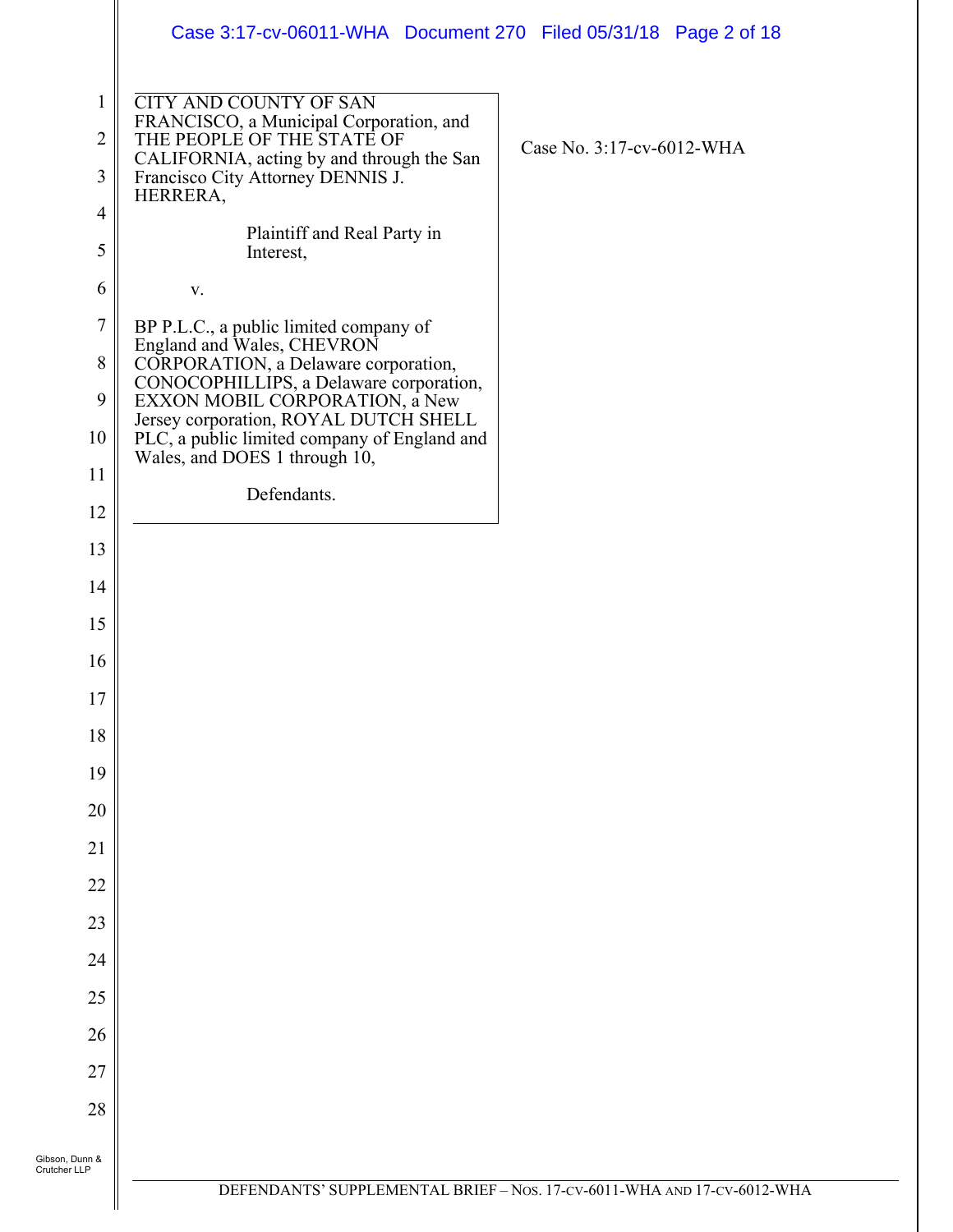CITY AND COUNTY OF SAN FRANCISCO, a Municipal Corporation, and THE PEOPLE OF THE STATE OF CALIFORNIA, acting by and through the San Francisco City Attorney DENNIS J. HERRERA,

Plaintiff and Real Party in Interest,

v.

BP P.L.C., a public limited company of England and Wales, CHEVRON CORPORATION, a Delaware corporation, CONOCOPHILLIPS, a Delaware corporation, EXXON MOBIL CORPORATION, a New Jersey corporation, ROYAL DUTCH SHELL PLC, a public limited company of England and Wales, and DOES 1 through 10,

Defendants.

Case No. 3:17-cv-6012-WHA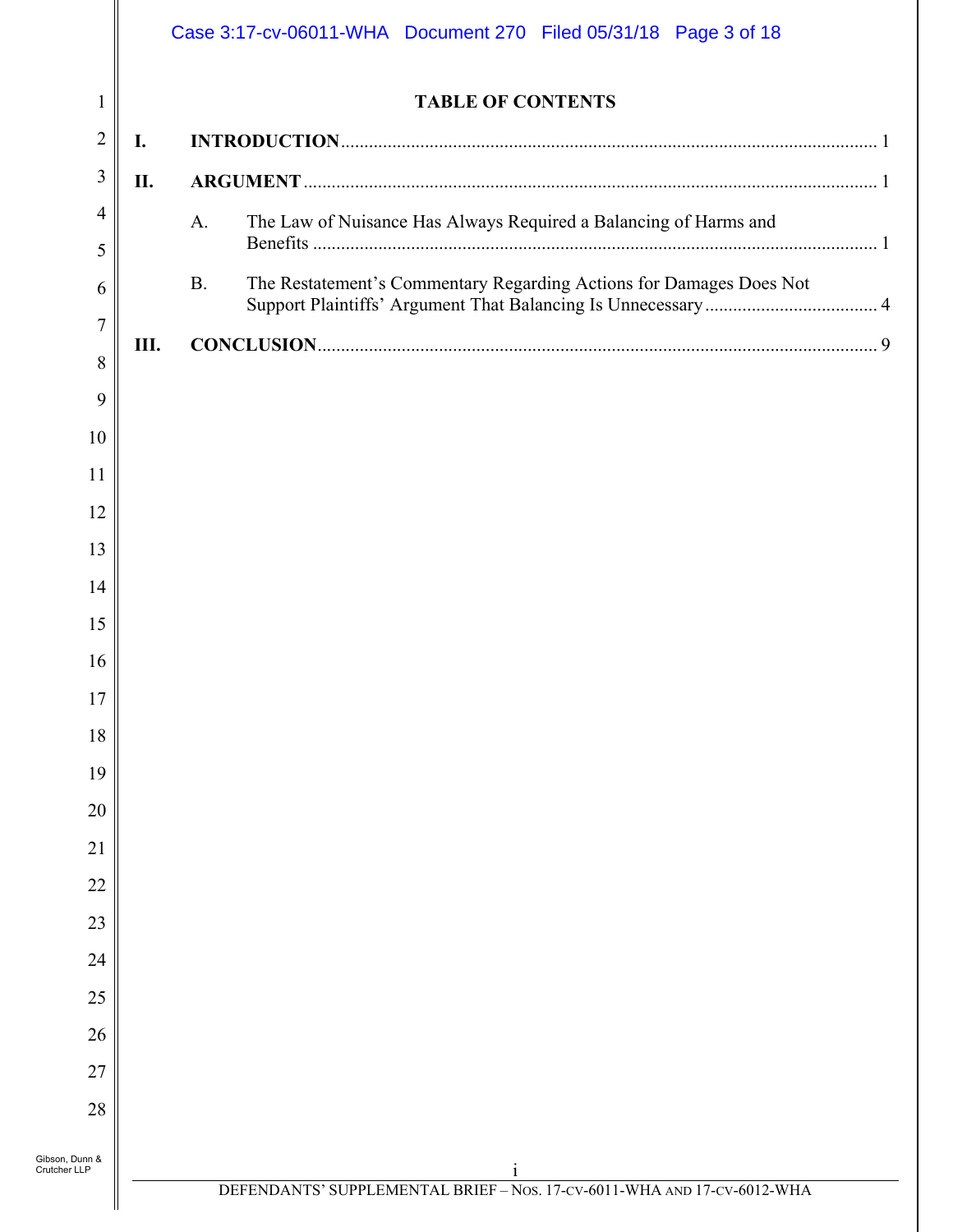# TABLE OF CONTENTS

**I. INTRODUCTION** .......... 1

**II. ARGUMENT** .......... 1

A. The Law of Nuisance Has Always Required a Balancing of Harms and Benefits .......... 1

B. The Restatement's Commentary Regarding Actions for Damages Does Not Support Plaintiffs' Argument That Balancing Is Unnecessary .......... 4

**III. CONCLUSION** .......... 9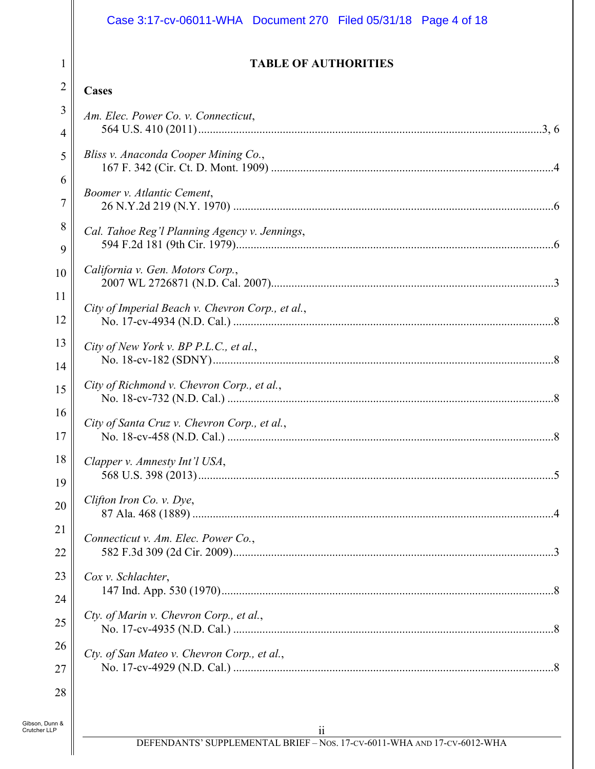## TABLE OF AUTHORITIES

**Cases**

*Am. Elec. Power Co. v. Connecticut*,
564 U.S. 410 (2011) ........................................................ 3, 6

*Bliss v. Anaconda Cooper Mining Co.*,
167 F. 342 (Cir. Ct. D. Mont. 1909) ........................................................ 4

*Boomer v. Atlantic Cement*,
26 N.Y.2d 219 (N.Y. 1970) ........................................................ 6

*Cal. Tahoe Reg'l Planning Agency v. Jennings*,
594 F.2d 181 (9th Cir. 1979) ........................................................ 6

*California v. Gen. Motors Corp.*,
2007 WL 2726871 (N.D. Cal. 2007) ........................................................ 3

*City of Imperial Beach v. Chevron Corp., et al.*,
No. 17-cv-4934 (N.D. Cal.) ........................................................ 8

*City of New York v. BP P.L.C., et al.*,
No. 18-cv-182 (SDNY) ........................................................ 8

*City of Richmond v. Chevron Corp., et al.*,
No. 18-cv-732 (N.D. Cal.) ........................................................ 8

*City of Santa Cruz v. Chevron Corp., et al.*,
No. 18-cv-458 (N.D. Cal.) ........................................................ 8

*Clapper v. Amnesty Int'l USA*,
568 U.S. 398 (2013) ........................................................ 5

*Clifton Iron Co. v. Dye*,
87 Ala. 468 (1889) ........................................................ 4

*Connecticut v. Am. Elec. Power Co.*,
582 F.3d 309 (2d Cir. 2009) ........................................................ 3

*Cox v. Schlachter*,
147 Ind. App. 530 (1970) ........................................................ 8

*Cty. of Marin v. Chevron Corp., et al.*,
No. 17-cv-4935 (N.D. Cal.) ........................................................ 8

*Cty. of San Mateo v. Chevron Corp., et al.*,
No. 17-cv-4929 (N.D. Cal.) ........................................................ 8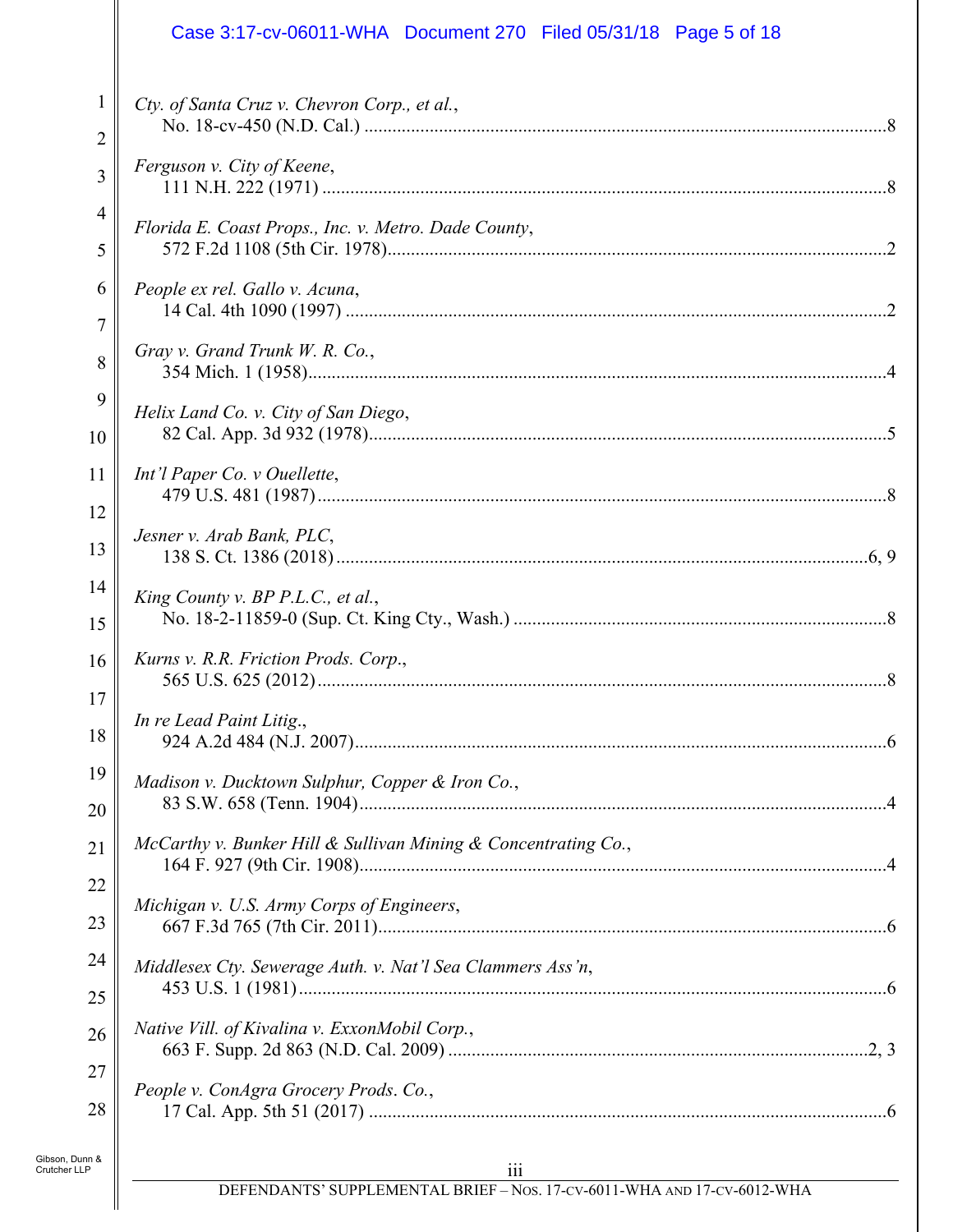*Cty. of Santa Cruz v. Chevron Corp., et al.*,
No. 18-cv-450 (N.D. Cal.) ....................................................................................................8

*Ferguson v. City of Keene*,
111 N.H. 222 (1971) ..............................................................................................................8

*Florida E. Coast Props., Inc. v. Metro. Dade County*,
572 F.2d 1108 (5th Cir. 1978)................................................................................................2

*People ex rel. Gallo v. Acuna*,
14 Cal. 4th 1090 (1997) .........................................................................................................2

*Gray v. Grand Trunk W. R. Co.*,
354 Mich. 1 (1958).................................................................................................................4

*Helix Land Co. v. City of San Diego*,
82 Cal. App. 3d 932 (1978)....................................................................................................5

*Int'l Paper Co. v Ouellette*,
479 U.S. 481 (1987)...............................................................................................................8

*Jesner v. Arab Bank, PLC*,
138 S. Ct. 1386 (2018) .......................................................................................................6, 9

*King County v. BP P.L.C., et al.*,
No. 18-2-11859-0 (Sup. Ct. King Cty., Wash.) ....................................................................8

*Kurns v. R.R. Friction Prods. Corp*.,
565 U.S. 625 (2012)...............................................................................................................8

*In re Lead Paint Litig*.,
924 A.2d 484 (N.J. 2007).......................................................................................................6

*Madison v. Ducktown Sulphur, Copper & Iron Co.*,
83 S.W. 658 (Tenn. 1904)......................................................................................................4

*McCarthy v. Bunker Hill & Sullivan Mining & Concentrating Co.*,
164 F. 927 (9th Cir. 1908)......................................................................................................4

*Michigan v. U.S. Army Corps of Engineers*,
667 F.3d 765 (7th Cir. 2011)..................................................................................................6

*Middlesex Cty. Sewerage Auth. v. Nat'l Sea Clammers Ass'n*,
453 U.S. 1 (1981)...................................................................................................................6

*Native Vill. of Kivalina v. ExxonMobil Corp.*,
663 F. Supp. 2d 863 (N.D. Cal. 2009) ...............................................................................2, 3

*People v. ConAgra Grocery Prods. Co.*,
17 Cal. App. 5th 51 (2017) ....................................................................................................6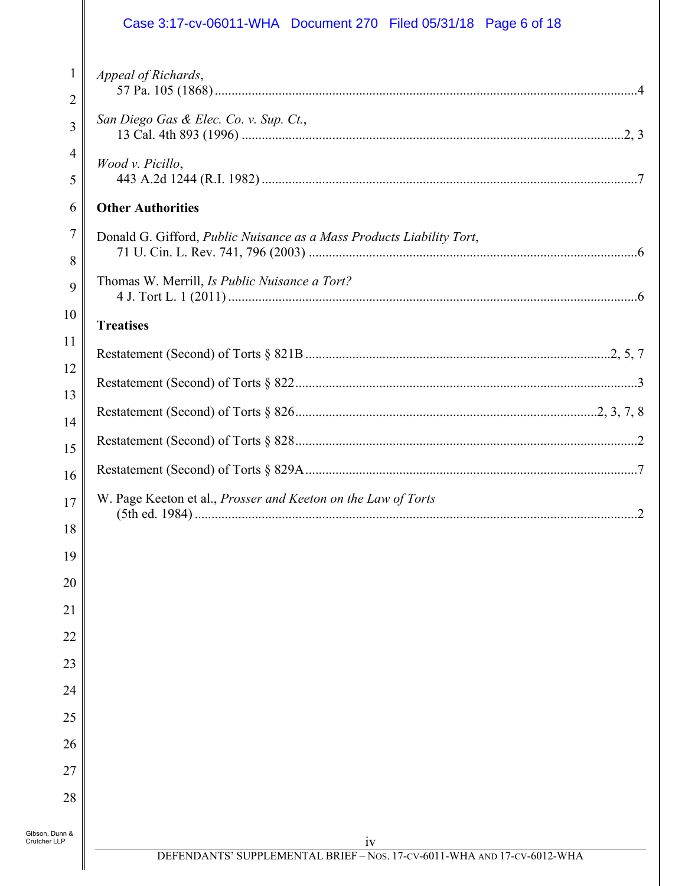*Appeal of Richards*,
57 Pa. 105 (1868) ............................................................................................................................4

*San Diego Gas & Elec. Co. v. Sup. Ct.*,
13 Cal. 4th 893 (1996) ..................................................................................................................2, 3

*Wood v. Picillo*,
443 A.2d 1244 (R.I. 1982) ...............................................................................................................7

**Other Authorities**

Donald G. Gifford, *Public Nuisance as a Mass Products Liability Tort*,
71 U. Cin. L. Rev. 741, 796 (2003) .................................................................................................6

Thomas W. Merrill, *Is Public Nuisance a Tort?*
4 J. Tort L. 1 (2011) ........................................................................................................................6

**Treatises**

Restatement (Second) of Torts § 821B .........................................................................................2, 5, 7

Restatement (Second) of Torts § 822.....................................................................................................3

Restatement (Second) of Torts § 826........................................................................................2, 3, 7, 8

Restatement (Second) of Torts § 828.....................................................................................................2

Restatement (Second) of Torts § 829A.................................................................................................7

W. Page Keeton et al., *Prosser and Keeton on the Law of Torts*
(5th ed. 1984) ...................................................................................................................................2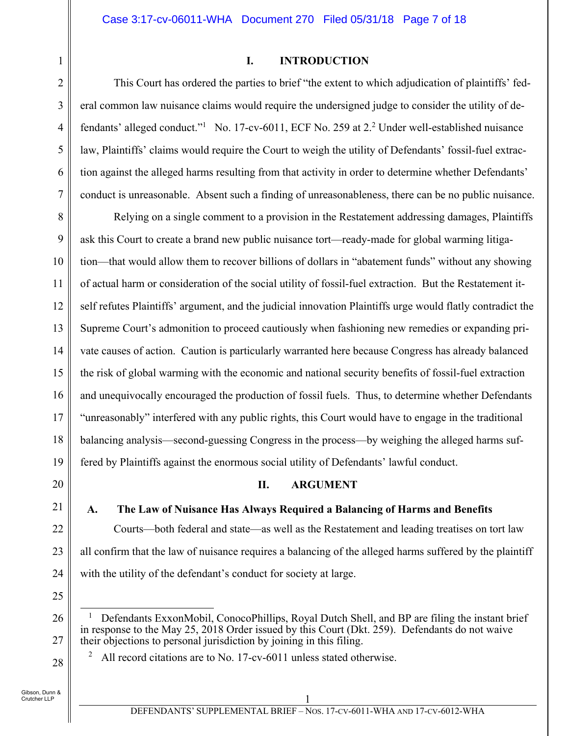## I. INTRODUCTION

This Court has ordered the parties to brief "the extent to which adjudication of plaintiffs' federal common law nuisance claims would require the undersigned judge to consider the utility of defendants' alleged conduct."[1] No. 17-cv-6011, ECF No. 259 at 2.[2] Under well-established nuisance law, Plaintiffs' claims would require the Court to weigh the utility of Defendants' fossil-fuel extraction against the alleged harms resulting from that activity in order to determine whether Defendants' conduct is unreasonable. Absent such a finding of unreasonableness, there can be no public nuisance.

Relying on a single comment to a provision in the Restatement addressing damages, Plaintiffs ask this Court to create a brand new public nuisance tort—ready-made for global warming litigation—that would allow them to recover billions of dollars in "abatement funds" without any showing of actual harm or consideration of the social utility of fossil-fuel extraction. But the Restatement itself refutes Plaintiffs' argument, and the judicial innovation Plaintiffs urge would flatly contradict the Supreme Court's admonition to proceed cautiously when fashioning new remedies or expanding private causes of action. Caution is particularly warranted here because Congress has already balanced the risk of global warming with the economic and national security benefits of fossil-fuel extraction and unequivocally encouraged the production of fossil fuels. Thus, to determine whether Defendants "unreasonably" interfered with any public rights, this Court would have to engage in the traditional balancing analysis—second-guessing Congress in the process—by weighing the alleged harms suffered by Plaintiffs against the enormous social utility of Defendants' lawful conduct.

## II. ARGUMENT

### A. The Law of Nuisance Has Always Required a Balancing of Harms and Benefits

Courts—both federal and state—as well as the Restatement and leading treatises on tort law all confirm that the law of nuisance requires a balancing of the alleged harms suffered by the plaintiff with the utility of the defendant's conduct for society at large.

---

[1] Defendants ExxonMobil, ConocoPhillips, Royal Dutch Shell, and BP are filing the instant brief in response to the May 25, 2018 Order issued by this Court (Dkt. 259). Defendants do not waive their objections to personal jurisdiction by joining in this filing.

[2] All record citations are to No. 17-cv-6011 unless stated otherwise.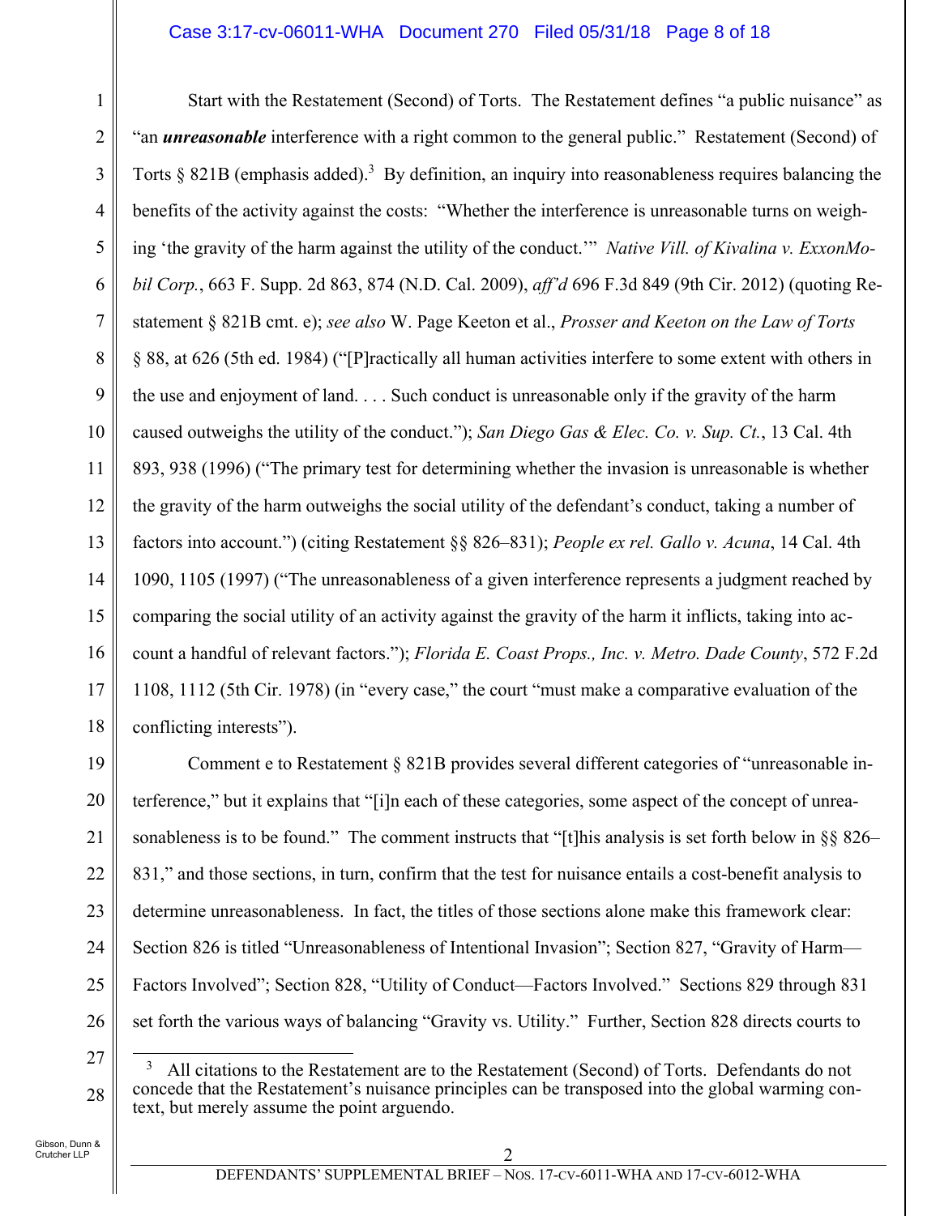Start with the Restatement (Second) of Torts. The Restatement defines "a public nuisance" as "an ***unreasonable*** interference with a right common to the general public." Restatement (Second) of Torts § 821B (emphasis added).[3] By definition, an inquiry into reasonableness requires balancing the benefits of the activity against the costs: "Whether the interference is unreasonable turns on weighing 'the gravity of the harm against the utility of the conduct.'" *Native Vill. of Kivalina v. ExxonMobil Corp.*, 663 F. Supp. 2d 863, 874 (N.D. Cal. 2009), *aff'd* 696 F.3d 849 (9th Cir. 2012) (quoting Restatement § 821B cmt. e); *see also* W. Page Keeton et al., *Prosser and Keeton on the Law of Torts* § 88, at 626 (5th ed. 1984) ("[P]ractically all human activities interfere to some extent with others in the use and enjoyment of land. . . . Such conduct is unreasonable only if the gravity of the harm caused outweighs the utility of the conduct."); *San Diego Gas & Elec. Co. v. Sup. Ct.*, 13 Cal. 4th 893, 938 (1996) ("The primary test for determining whether the invasion is unreasonable is whether the gravity of the harm outweighs the social utility of the defendant's conduct, taking a number of factors into account.") (citing Restatement §§ 826–831); *People ex rel. Gallo v. Acuna*, 14 Cal. 4th 1090, 1105 (1997) ("The unreasonableness of a given interference represents a judgment reached by comparing the social utility of an activity against the gravity of the harm it inflicts, taking into account a handful of relevant factors."); *Florida E. Coast Props., Inc. v. Metro. Dade County*, 572 F.2d 1108, 1112 (5th Cir. 1978) (in "every case," the court "must make a comparative evaluation of the conflicting interests").

Comment e to Restatement § 821B provides several different categories of "unreasonable interference," but it explains that "[i]n each of these categories, some aspect of the concept of unreasonableness is to be found." The comment instructs that "[t]his analysis is set forth below in §§ 826–831," and those sections, in turn, confirm that the test for nuisance entails a cost-benefit analysis to determine unreasonableness. In fact, the titles of those sections alone make this framework clear: Section 826 is titled "Unreasonableness of Intentional Invasion"; Section 827, "Gravity of Harm—Factors Involved"; Section 828, "Utility of Conduct—Factors Involved." Sections 829 through 831 set forth the various ways of balancing "Gravity vs. Utility." Further, Section 828 directs courts to

---

[3] All citations to the Restatement are to the Restatement (Second) of Torts. Defendants do not concede that the Restatement's nuisance principles can be transposed into the global warming context, but merely assume the point arguendo.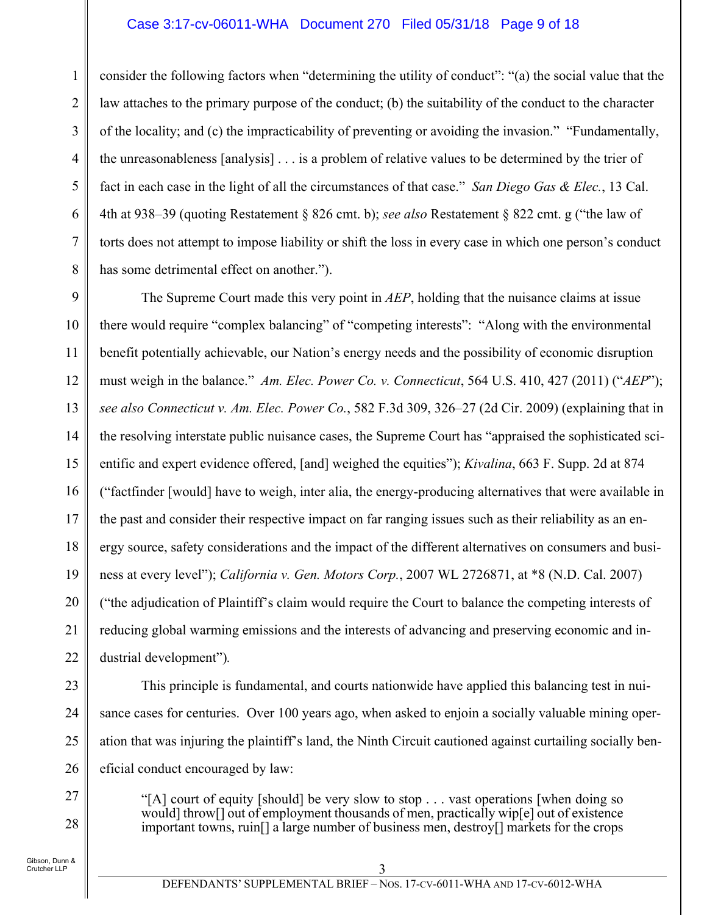consider the following factors when "determining the utility of conduct": "(a) the social value that the law attaches to the primary purpose of the conduct; (b) the suitability of the conduct to the character of the locality; and (c) the impracticability of preventing or avoiding the invasion." "Fundamentally, the unreasonableness [analysis] . . . is a problem of relative values to be determined by the trier of fact in each case in the light of all the circumstances of that case." *San Diego Gas & Elec.*, 13 Cal. 4th at 938–39 (quoting Restatement § 826 cmt. b); *see also* Restatement § 822 cmt. g ("the law of torts does not attempt to impose liability or shift the loss in every case in which one person's conduct has some detrimental effect on another.").

The Supreme Court made this very point in *AEP*, holding that the nuisance claims at issue there would require "complex balancing" of "competing interests": "Along with the environmental benefit potentially achievable, our Nation's energy needs and the possibility of economic disruption must weigh in the balance." *Am. Elec. Power Co. v. Connecticut*, 564 U.S. 410, 427 (2011) ("*AEP*"); *see also Connecticut v. Am. Elec. Power Co.*, 582 F.3d 309, 326–27 (2d Cir. 2009) (explaining that in the resolving interstate public nuisance cases, the Supreme Court has "appraised the sophisticated scientific and expert evidence offered, [and] weighed the equities"); *Kivalina*, 663 F. Supp. 2d at 874 ("factfinder [would] have to weigh, inter alia, the energy-producing alternatives that were available in the past and consider their respective impact on far ranging issues such as their reliability as an energy source, safety considerations and the impact of the different alternatives on consumers and business at every level"); *California v. Gen. Motors Corp.*, 2007 WL 2726871, at *8 (N.D. Cal. 2007) ("the adjudication of Plaintiff's claim would require the Court to balance the competing interests of reducing global warming emissions and the interests of advancing and preserving economic and industrial development").

This principle is fundamental, and courts nationwide have applied this balancing test in nuisance cases for centuries. Over 100 years ago, when asked to enjoin a socially valuable mining operation that was injuring the plaintiff's land, the Ninth Circuit cautioned against curtailing socially beneficial conduct encouraged by law:

> "[A] court of equity [should] be very slow to stop . . . vast operations [when doing so would] throw[] out of employment thousands of men, practically wip[e] out of existence important towns, ruin[] a large number of business men, destroy[] markets for the crops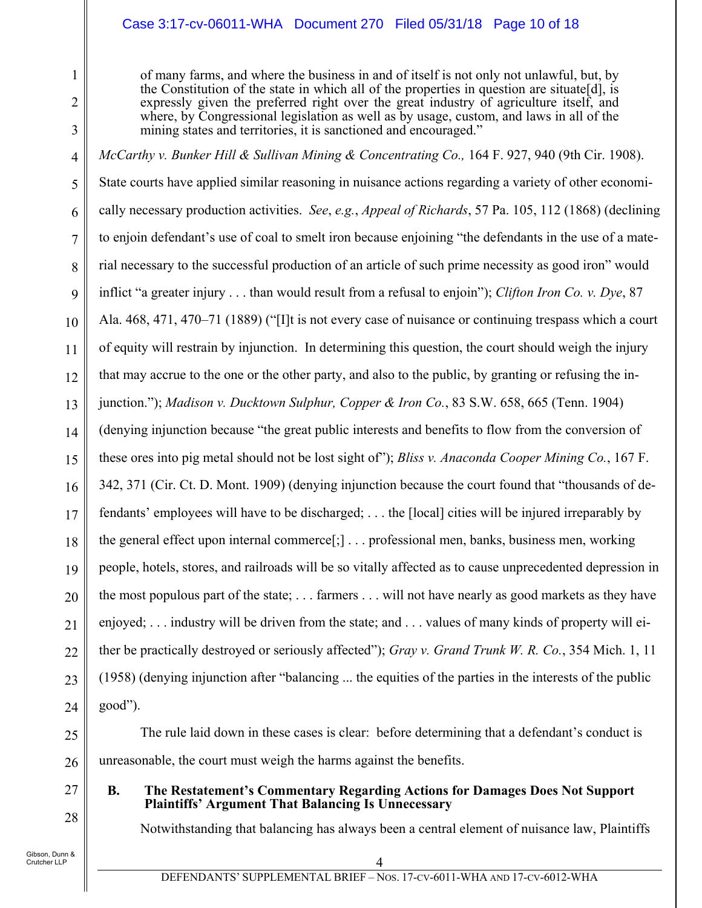> of many farms, and where the business in and of itself is not only not unlawful, but, by the Constitution of the state in which all of the properties in question are situate[d], is expressly given the preferred right over the great industry of agriculture itself, and where, by Congressional legislation as well as by usage, custom, and laws in all of the mining states and territories, it is sanctioned and encouraged."

*McCarthy v. Bunker Hill & Sullivan Mining & Concentrating Co.,* 164 F. 927, 940 (9th Cir. 1908). State courts have applied similar reasoning in nuisance actions regarding a variety of other economically necessary production activities. *See*, *e.g.*, *Appeal of Richards*, 57 Pa. 105, 112 (1868) (declining to enjoin defendant's use of coal to smelt iron because enjoining "the defendants in the use of a material necessary to the successful production of an article of such prime necessity as good iron" would inflict "a greater injury . . . than would result from a refusal to enjoin"); *Clifton Iron Co. v. Dye*, 87 Ala. 468, 471, 470–71 (1889) ("[I]t is not every case of nuisance or continuing trespass which a court of equity will restrain by injunction. In determining this question, the court should weigh the injury that may accrue to the one or the other party, and also to the public, by granting or refusing the injunction."); *Madison v. Ducktown Sulphur, Copper & Iron Co.*, 83 S.W. 658, 665 (Tenn. 1904) (denying injunction because "the great public interests and benefits to flow from the conversion of these ores into pig metal should not be lost sight of"); *Bliss v. Anaconda Cooper Mining Co.*, 167 F. 342, 371 (Cir. Ct. D. Mont. 1909) (denying injunction because the court found that "thousands of defendants' employees will have to be discharged; . . . the [local] cities will be injured irreparably by the general effect upon internal commerce[;] . . . professional men, banks, business men, working people, hotels, stores, and railroads will be so vitally affected as to cause unprecedented depression in the most populous part of the state; . . . farmers . . . will not have nearly as good markets as they have enjoyed; . . . industry will be driven from the state; and . . . values of many kinds of property will either be practically destroyed or seriously affected"); *Gray v. Grand Trunk W. R. Co.*, 354 Mich. 1, 11 (1958) (denying injunction after "balancing ... the equities of the parties in the interests of the public good").

The rule laid down in these cases is clear: before determining that a defendant's conduct is unreasonable, the court must weigh the harms against the benefits.

### B. The Restatement's Commentary Regarding Actions for Damages Does Not Support Plaintiffs' Argument That Balancing Is Unnecessary

Notwithstanding that balancing has always been a central element of nuisance law, Plaintiffs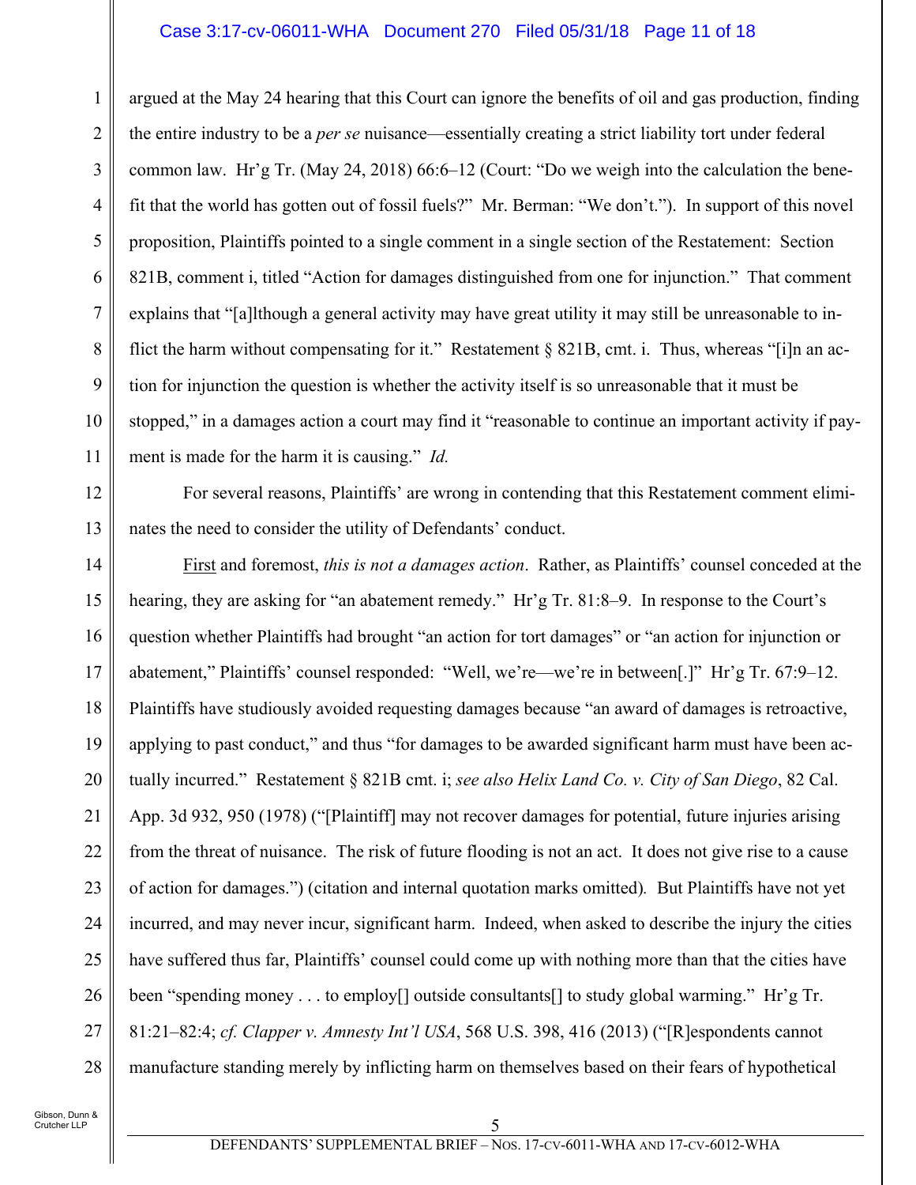argued at the May 24 hearing that this Court can ignore the benefits of oil and gas production, finding the entire industry to be a *per se* nuisance—essentially creating a strict liability tort under federal common law. Hr'g Tr. (May 24, 2018) 66:6–12 (Court: "Do we weigh into the calculation the benefit that the world has gotten out of fossil fuels?" Mr. Berman: "We don't."). In support of this novel proposition, Plaintiffs pointed to a single comment in a single section of the Restatement: Section 821B, comment i, titled "Action for damages distinguished from one for injunction." That comment explains that "[a]lthough a general activity may have great utility it may still be unreasonable to inflict the harm without compensating for it." Restatement § 821B, cmt. i. Thus, whereas "[i]n an action for injunction the question is whether the activity itself is so unreasonable that it must be stopped," in a damages action a court may find it "reasonable to continue an important activity if payment is made for the harm it is causing." *Id.*

For several reasons, Plaintiffs' are wrong in contending that this Restatement comment eliminates the need to consider the utility of Defendants' conduct.

First and foremost, *this is not a damages action*. Rather, as Plaintiffs' counsel conceded at the hearing, they are asking for "an abatement remedy." Hr'g Tr. 81:8–9. In response to the Court's question whether Plaintiffs had brought "an action for tort damages" or "an action for injunction or abatement," Plaintiffs' counsel responded: "Well, we're—we're in between[.]" Hr'g Tr. 67:9–12. Plaintiffs have studiously avoided requesting damages because "an award of damages is retroactive, applying to past conduct," and thus "for damages to be awarded significant harm must have been actually incurred." Restatement § 821B cmt. i; *see also Helix Land Co. v. City of San Diego*, 82 Cal. App. 3d 932, 950 (1978) ("[Plaintiff] may not recover damages for potential, future injuries arising from the threat of nuisance. The risk of future flooding is not an act. It does not give rise to a cause of action for damages.") (citation and internal quotation marks omitted). But Plaintiffs have not yet incurred, and may never incur, significant harm. Indeed, when asked to describe the injury the cities have suffered thus far, Plaintiffs' counsel could come up with nothing more than that the cities have been "spending money . . . to employ[] outside consultants[] to study global warming." Hr'g Tr. 81:21–82:4; *cf. Clapper v. Amnesty Int'l USA*, 568 U.S. 398, 416 (2013) ("[R]espondents cannot manufacture standing merely by inflicting harm on themselves based on their fears of hypothetical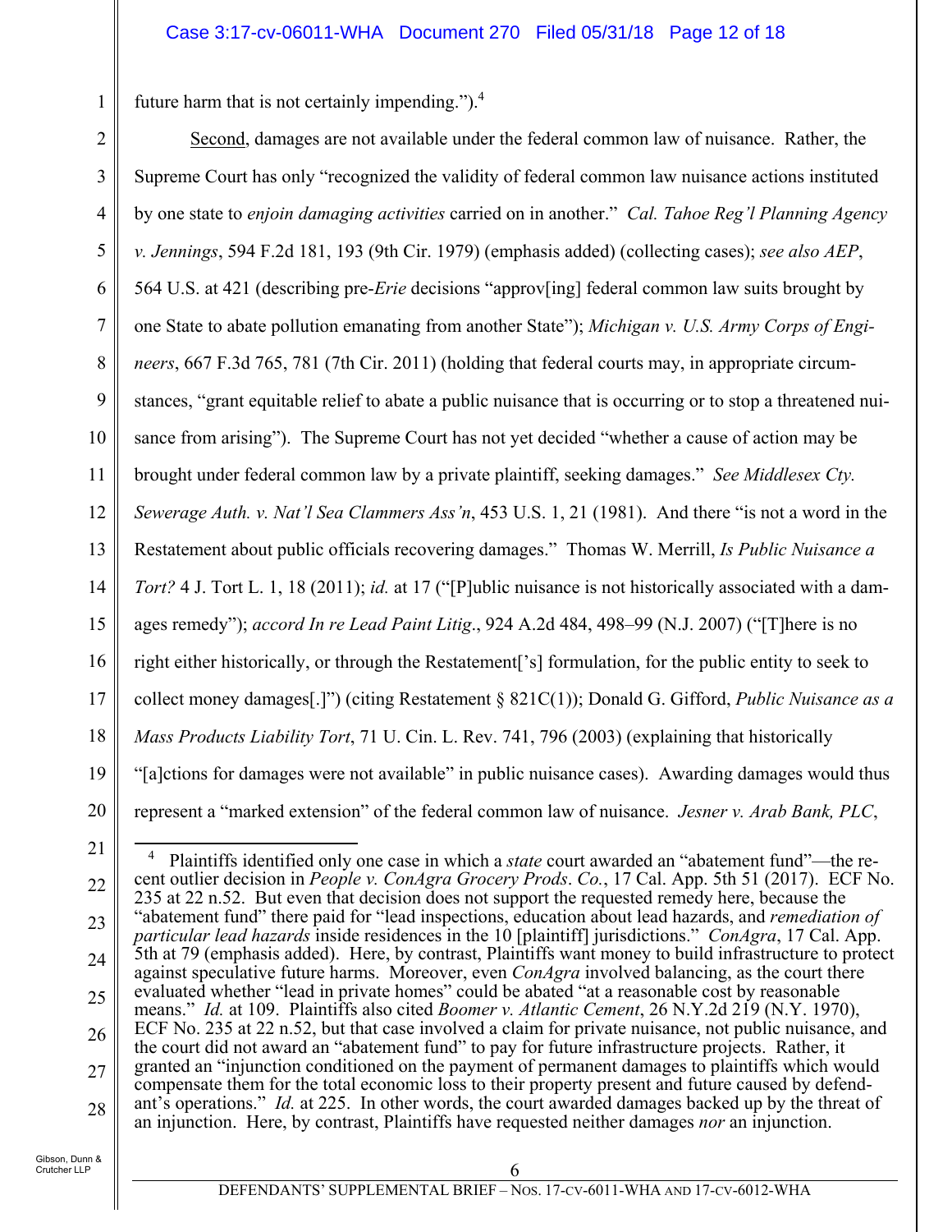future harm that is not certainly impending.").[4]

Second, damages are not available under the federal common law of nuisance. Rather, the Supreme Court has only "recognized the validity of federal common law nuisance actions instituted by one state to *enjoin damaging activities* carried on in another." *Cal. Tahoe Reg'l Planning Agency v. Jennings*, 594 F.2d 181, 193 (9th Cir. 1979) (emphasis added) (collecting cases); *see also AEP*, 564 U.S. at 421 (describing pre-*Erie* decisions "approv[ing] federal common law suits brought by one State to abate pollution emanating from another State"); *Michigan v. U.S. Army Corps of Engineers*, 667 F.3d 765, 781 (7th Cir. 2011) (holding that federal courts may, in appropriate circumstances, "grant equitable relief to abate a public nuisance that is occurring or to stop a threatened nuisance from arising"). The Supreme Court has not yet decided "whether a cause of action may be brought under federal common law by a private plaintiff, seeking damages." *See Middlesex Cty. Sewerage Auth. v. Nat'l Sea Clammers Ass'n*, 453 U.S. 1, 21 (1981). And there "is not a word in the Restatement about public officials recovering damages." Thomas W. Merrill, *Is Public Nuisance a Tort?* 4 J. Tort L. 1, 18 (2011); *id.* at 17 ("[P]ublic nuisance is not historically associated with a damages remedy"); *accord In re Lead Paint Litig.*, 924 A.2d 484, 498–99 (N.J. 2007) ("[T]here is no right either historically, or through the Restatement['s] formulation, for the public entity to seek to collect money damages[.]") (citing Restatement § 821C(1)); Donald G. Gifford, *Public Nuisance as a Mass Products Liability Tort*, 71 U. Cin. L. Rev. 741, 796 (2003) (explaining that historically "[a]ctions for damages were not available" in public nuisance cases). Awarding damages would thus represent a "marked extension" of the federal common law of nuisance. *Jesner v. Arab Bank, PLC*,

---

[4] Plaintiffs identified only one case in which a *state* court awarded an "abatement fund"—the recent outlier decision in *People v. ConAgra Grocery Prods. Co.*, 17 Cal. App. 5th 51 (2017). ECF No. 235 at 22 n.52. But even that decision does not support the requested remedy here, because the "abatement fund" there paid for "lead inspections, education about lead hazards, and *remediation of particular lead hazards* inside residences in the 10 [plaintiff] jurisdictions." *ConAgra*, 17 Cal. App. 5th at 79 (emphasis added). Here, by contrast, Plaintiffs want money to build infrastructure to protect against speculative future harms. Moreover, even *ConAgra* involved balancing, as the court there evaluated whether "lead in private homes" could be abated "at a reasonable cost by reasonable means." *Id.* at 109. Plaintiffs also cited *Boomer v. Atlantic Cement*, 26 N.Y.2d 219 (N.Y. 1970), ECF No. 235 at 22 n.52, but that case involved a claim for private nuisance, not public nuisance, and the court did not award an "abatement fund" to pay for future infrastructure projects. Rather, it granted an "injunction conditioned on the payment of permanent damages to plaintiffs which would compensate them for the total economic loss to their property present and future caused by defendant's operations." *Id.* at 225. In other words, the court awarded damages backed up by the threat of an injunction. Here, by contrast, Plaintiffs have requested neither damages *nor* an injunction.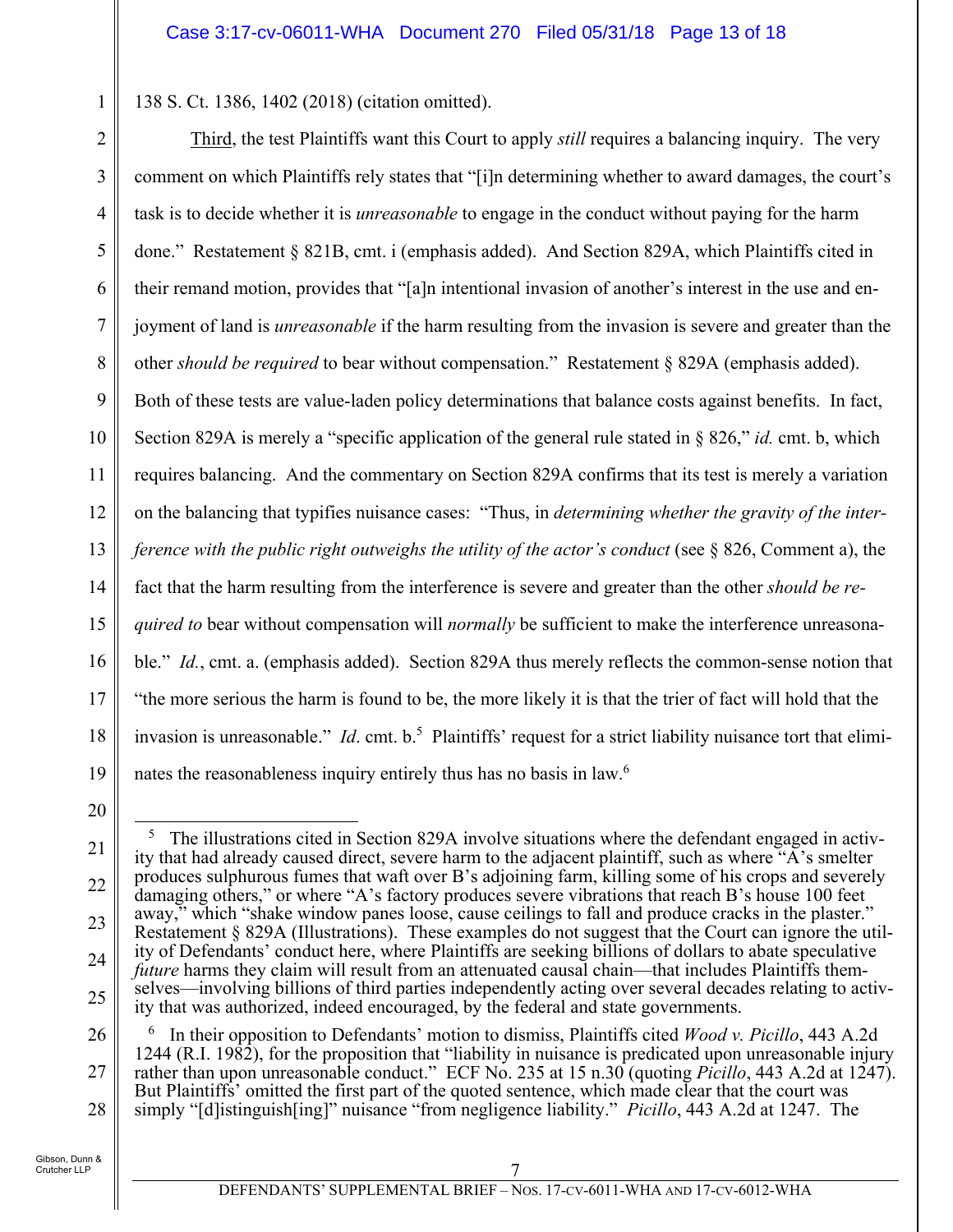138 S. Ct. 1386, 1402 (2018) (citation omitted).

Third, the test Plaintiffs want this Court to apply *still* requires a balancing inquiry. The very comment on which Plaintiffs rely states that "[i]n determining whether to award damages, the court's task is to decide whether it is *unreasonable* to engage in the conduct without paying for the harm done." Restatement § 821B, cmt. i (emphasis added). And Section 829A, which Plaintiffs cited in their remand motion, provides that "[a]n intentional invasion of another's interest in the use and enjoyment of land is *unreasonable* if the harm resulting from the invasion is severe and greater than the other *should be required* to bear without compensation." Restatement § 829A (emphasis added). Both of these tests are value-laden policy determinations that balance costs against benefits. In fact, Section 829A is merely a "specific application of the general rule stated in § 826," *id.* cmt. b, which requires balancing. And the commentary on Section 829A confirms that its test is merely a variation on the balancing that typifies nuisance cases: "Thus, in *determining whether the gravity of the interference with the public right outweighs the utility of the actor's conduct* (see § 826, Comment a), the fact that the harm resulting from the interference is severe and greater than the other *should be required to* bear without compensation will *normally* be sufficient to make the interference unreasonable." *Id.*, cmt. a. (emphasis added). Section 829A thus merely reflects the common-sense notion that "the more serious the harm is found to be, the more likely it is that the trier of fact will hold that the invasion is unreasonable." *Id*. cmt. b.[5] Plaintiffs' request for a strict liability nuisance tort that eliminates the reasonableness inquiry entirely thus has no basis in law.[6]

---

[5] The illustrations cited in Section 829A involve situations where the defendant engaged in activity that had already caused direct, severe harm to the adjacent plaintiff, such as where "A's smelter produces sulphurous fumes that waft over B's adjoining farm, killing some of his crops and severely damaging others," or where "A's factory produces severe vibrations that reach B's house 100 feet away," which "shake window panes loose, cause ceilings to fall and produce cracks in the plaster." Restatement § 829A (Illustrations). These examples do not suggest that the Court can ignore the utility of Defendants' conduct here, where Plaintiffs are seeking billions of dollars to abate speculative *future* harms they claim will result from an attenuated causal chain—that includes Plaintiffs themselves—involving billions of third parties independently acting over several decades relating to activity that was authorized, indeed encouraged, by the federal and state governments.

[6] In their opposition to Defendants' motion to dismiss, Plaintiffs cited *Wood v. Picillo*, 443 A.2d 1244 (R.I. 1982), for the proposition that "liability in nuisance is predicated upon unreasonable injury rather than upon unreasonable conduct." ECF No. 235 at 15 n.30 (quoting *Picillo*, 443 A.2d at 1247). But Plaintiffs' omitted the first part of the quoted sentence, which made clear that the court was simply "[d]istinguish[ing]" nuisance "from negligence liability." *Picillo*, 443 A.2d at 1247. The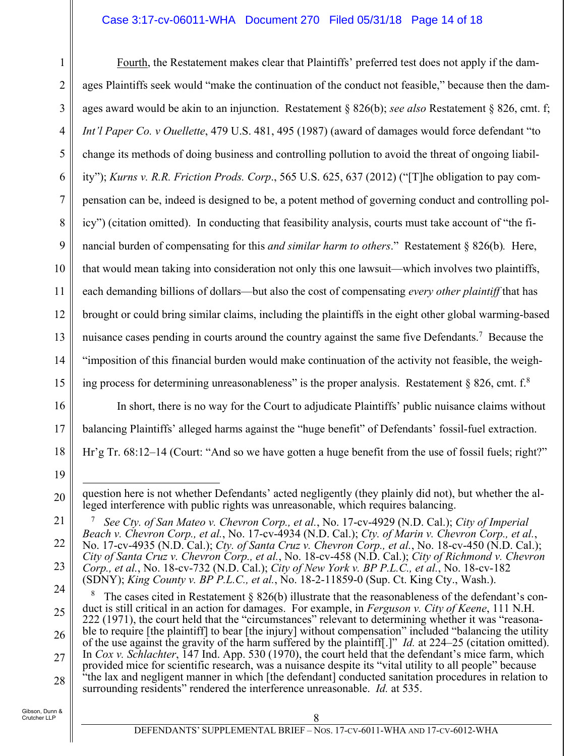<u>Fourth</u>, the Restatement makes clear that Plaintiffs' preferred test does not apply if the damages Plaintiffs seek would "make the continuation of the conduct not feasible," because then the damages award would be akin to an injunction. Restatement § 826(b); *see also* Restatement § 826, cmt. f; *Int'l Paper Co. v Ouellette*, 479 U.S. 481, 495 (1987) (award of damages would force defendant "to change its methods of doing business and controlling pollution to avoid the threat of ongoing liability"); *Kurns v. R.R. Friction Prods. Corp*., 565 U.S. 625, 637 (2012) ("[T]he obligation to pay compensation can be, indeed is designed to be, a potent method of governing conduct and controlling policy") (citation omitted). In conducting that feasibility analysis, courts must take account of "the financial burden of compensating for this *and similar harm to others*." Restatement § 826(b). Here, that would mean taking into consideration not only this one lawsuit—which involves two plaintiffs, each demanding billions of dollars—but also the cost of compensating *every other plaintiff* that has brought or could bring similar claims, including the plaintiffs in the eight other global warming-based nuisance cases pending in courts around the country against the same five Defendants.[7] Because the "imposition of this financial burden would make continuation of the activity not feasible, the weighing process for determining unreasonableness" is the proper analysis. Restatement § 826, cmt. f.[8]

In short, there is no way for the Court to adjudicate Plaintiffs' public nuisance claims without balancing Plaintiffs' alleged harms against the "huge benefit" of Defendants' fossil-fuel extraction. Hr'g Tr. 68:12–14 (Court: "And so we have gotten a huge benefit from the use of fossil fuels; right?"

---

question here is not whether Defendants' acted negligently (they plainly did not), but whether the alleged interference with public rights was unreasonable, which requires balancing.

[7] *See Cty. of San Mateo v. Chevron Corp., et al.*, No. 17-cv-4929 (N.D. Cal.); *City of Imperial Beach v. Chevron Corp., et al.*, No. 17-cv-4934 (N.D. Cal.); *Cty. of Marin v. Chevron Corp., et al.*, No. 17-cv-4935 (N.D. Cal.); *Cty. of Santa Cruz v. Chevron Corp., et al.*, No. 18-cv-450 (N.D. Cal.); *City of Santa Cruz v. Chevron Corp., et al.*, No. 18-cv-458 (N.D. Cal.); *City of Richmond v. Chevron Corp., et al.*, No. 18-cv-732 (N.D. Cal.); *City of New York v. BP P.L.C., et al.*, No. 18-cv-182 (SDNY); *King County v. BP P.L.C., et al.*, No. 18-2-11859-0 (Sup. Ct. King Cty., Wash.).

[8] The cases cited in Restatement § 826(b) illustrate that the reasonableness of the defendant's conduct is still critical in an action for damages. For example, in *Ferguson v. City of Keene*, 111 N.H. 222 (1971), the court held that the "circumstances" relevant to determining whether it was "reasonable to require [the plaintiff] to bear [the injury] without compensation" included "balancing the utility of the use against the gravity of the harm suffered by the plaintiff[.]" *Id.* at 224–25 (citation omitted). In *Cox v. Schlachter*, 147 Ind. App. 530 (1970), the court held that the defendant's mice farm, which provided mice for scientific research, was a nuisance despite its "vital utility to all people" because "the lax and negligent manner in which [the defendant] conducted sanitation procedures in relation to surrounding residents" rendered the interference unreasonable. *Id.* at 535.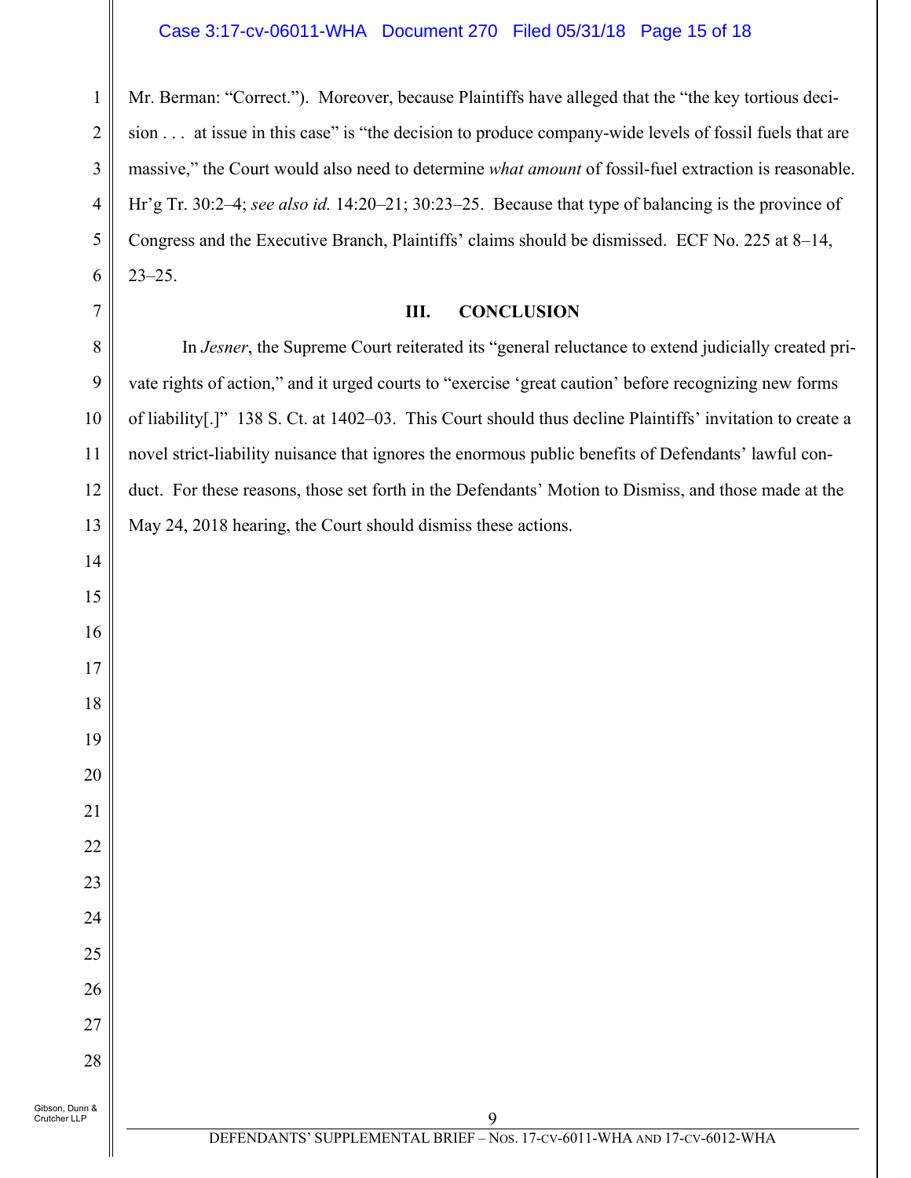Mr. Berman: "Correct."). Moreover, because Plaintiffs have alleged that the "the key tortious decision . . . at issue in this case" is "the decision to produce company-wide levels of fossil fuels that are massive," the Court would also need to determine *what amount* of fossil-fuel extraction is reasonable. Hr'g Tr. 30:2–4; *see also id.* 14:20–21; 30:23–25. Because that type of balancing is the province of Congress and the Executive Branch, Plaintiffs' claims should be dismissed. ECF No. 225 at 8–14, 23–25.

## III. CONCLUSION

In *Jesner*, the Supreme Court reiterated its "general reluctance to extend judicially created private rights of action," and it urged courts to "exercise 'great caution' before recognizing new forms of liability[.]" 138 S. Ct. at 1402–03. This Court should thus decline Plaintiffs' invitation to create a novel strict-liability nuisance that ignores the enormous public benefits of Defendants' lawful conduct. For these reasons, those set forth in the Defendants' Motion to Dismiss, and those made at the May 24, 2018 hearing, the Court should dismiss these actions.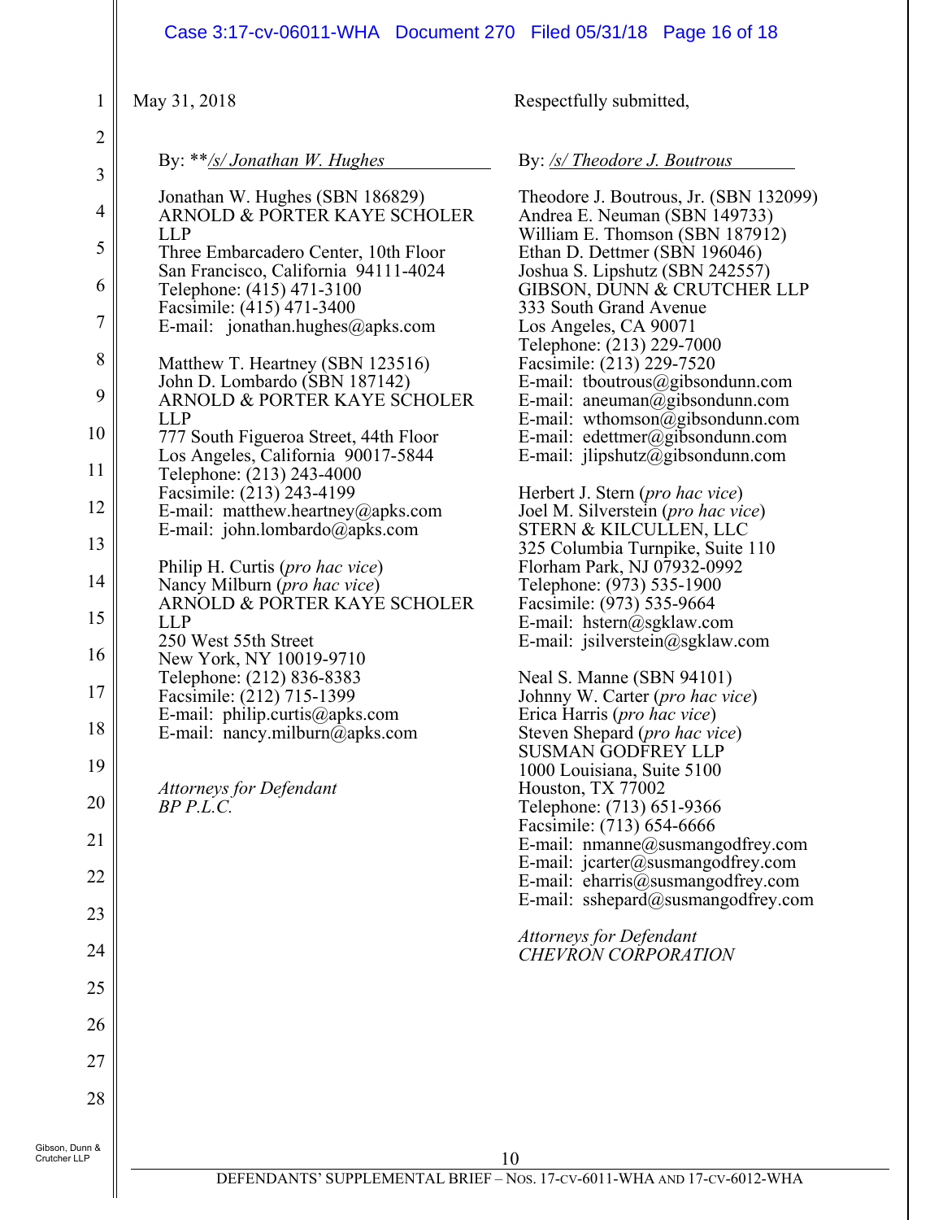May 31, 2018

Respectfully submitted,

By: **/s/ Jonathan W. Hughes

Jonathan W. Hughes (SBN 186829)
ARNOLD & PORTER KAYE SCHOLER LLP
Three Embarcadero Center, 10th Floor
San Francisco, California 94111-4024
Telephone: (415) 471-3100
Facsimile: (415) 471-3400
E-mail: jonathan.hughes@apks.com

Matthew T. Heartney (SBN 123516)
John D. Lombardo (SBN 187142)
ARNOLD & PORTER KAYE SCHOLER LLP
777 South Figueroa Street, 44th Floor
Los Angeles, California 90017-5844
Telephone: (213) 243-4000
Facsimile: (213) 243-4199
E-mail: matthew.heartney@apks.com
E-mail: john.lombardo@apks.com

Philip H. Curtis (*pro hac vice*)
Nancy Milburn (*pro hac vice*)
ARNOLD & PORTER KAYE SCHOLER LLP
250 West 55th Street
New York, NY 10019-9710
Telephone: (212) 836-8383
Facsimile: (212) 715-1399
E-mail: philip.curtis@apks.com
E-mail: nancy.milburn@apks.com

*Attorneys for Defendant BP P.L.C.*

By: /s/ Theodore J. Boutrous

Theodore J. Boutrous, Jr. (SBN 132099)
Andrea E. Neuman (SBN 149733)
William E. Thomson (SBN 187912)
Ethan D. Dettmer (SBN 196046)
Joshua S. Lipshutz (SBN 242557)
GIBSON, DUNN & CRUTCHER LLP
333 South Grand Avenue
Los Angeles, CA 90071
Telephone: (213) 229-7000
Facsimile: (213) 229-7520
E-mail: tboutrous@gibsondunn.com
E-mail: aneuman@gibsondunn.com
E-mail: wthomson@gibsondunn.com
E-mail: edettmer@gibsondunn.com
E-mail: jlipshutz@gibsondunn.com

Herbert J. Stern (*pro hac vice*)
Joel M. Silverstein (*pro hac vice*)
STERN & KILCULLEN, LLC
325 Columbia Turnpike, Suite 110
Florham Park, NJ 07932-0992
Telephone: (973) 535-1900
Facsimile: (973) 535-9664
E-mail: hstern@sgklaw.com
E-mail: jsilverstein@sgklaw.com

Neal S. Manne (SBN 94101)
Johnny W. Carter (*pro hac vice*)
Erica Harris (*pro hac vice*)
Steven Shepard (*pro hac vice*)
SUSMAN GODFREY LLP
1000 Louisiana, Suite 5100
Houston, TX 77002
Telephone: (713) 651-9366
Facsimile: (713) 654-6666
E-mail: nmanne@susmangodfrey.com
E-mail: jcarter@susmangodfrey.com
E-mail: eharris@susmangodfrey.com
E-mail: sshepard@susmangodfrey.com

*Attorneys for Defendant CHEVRON CORPORATION*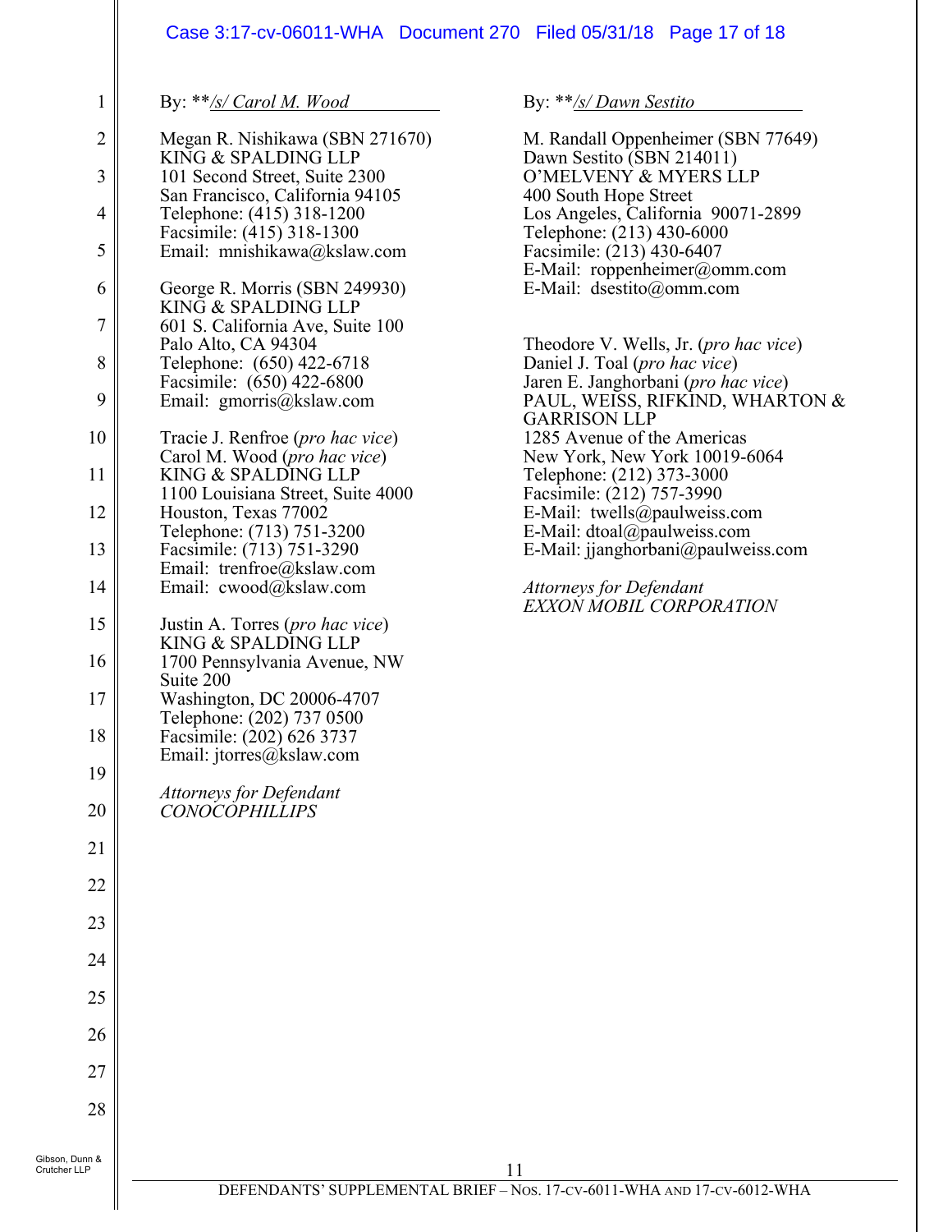By: \*\*/s/ Carol M. Wood

Megan R. Nishikawa (SBN 271670)
KING & SPALDING LLP
101 Second Street, Suite 2300
San Francisco, California 94105
Telephone: (415) 318-1200
Facsimile: (415) 318-1300
Email: mnishikawa@kslaw.com

George R. Morris (SBN 249930)
KING & SPALDING LLP
601 S. California Ave, Suite 100
Palo Alto, CA 94304
Telephone: (650) 422-6718
Facsimile: (650) 422-6800
Email: gmorris@kslaw.com

Tracie J. Renfroe (*pro hac vice*)
Carol M. Wood (*pro hac vice*)
KING & SPALDING LLP
1100 Louisiana Street, Suite 4000
Houston, Texas 77002
Telephone: (713) 751-3200
Facsimile: (713) 751-3290
Email: trenfroe@kslaw.com
Email: cwood@kslaw.com

Justin A. Torres (*pro hac vice*)
KING & SPALDING LLP
1700 Pennsylvania Avenue, NW
Suite 200
Washington, DC 20006-4707
Telephone: (202) 737 0500
Facsimile: (202) 626 3737
Email: jtorres@kslaw.com

*Attorneys for Defendant*
*CONOCOPHILLIPS*

By: \*\*/s/ Dawn Sestito

M. Randall Oppenheimer (SBN 77649)
Dawn Sestito (SBN 214011)
O'MELVENY & MYERS LLP
400 South Hope Street
Los Angeles, California 90071-2899
Telephone: (213) 430-6000
Facsimile: (213) 430-6407
E-Mail: roppenheimer@omm.com
E-Mail: dsestito@omm.com

Theodore V. Wells, Jr. (*pro hac vice*)
Daniel J. Toal (*pro hac vice*)
Jaren E. Janghorbani (*pro hac vice*)
PAUL, WEISS, RIFKIND, WHARTON & GARRISON LLP
1285 Avenue of the Americas
New York, New York 10019-6064
Telephone: (212) 373-3000
Facsimile: (212) 757-3990
E-Mail: twells@paulweiss.com
E-Mail: dtoal@paulweiss.com
E-Mail: jjanghorbani@paulweiss.com

*Attorneys for Defendant*
*EXXON MOBIL CORPORATION*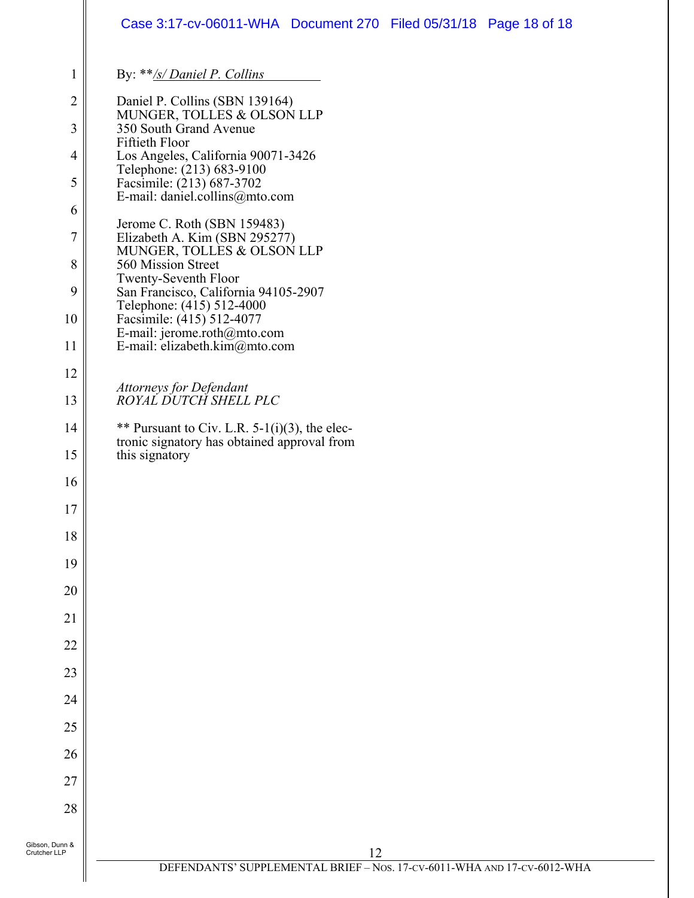By: ***/s/ Daniel P. Collins*

Daniel P. Collins (SBN 139164)
MUNGER, TOLLES & OLSON LLP
350 South Grand Avenue
Fiftieth Floor
Los Angeles, California 90071-3426
Telephone: (213) 683-9100
Facsimile: (213) 687-3702
E-mail: daniel.collins@mto.com

Jerome C. Roth (SBN 159483)
Elizabeth A. Kim (SBN 295277)
MUNGER, TOLLES & OLSON LLP
560 Mission Street
Twenty-Seventh Floor
San Francisco, California 94105-2907
Telephone: (415) 512-4000
Facsimile: (415) 512-4077
E-mail: jerome.roth@mto.com
E-mail: elizabeth.kim@mto.com

*Attorneys for Defendant*
*ROYAL DUTCH SHELL PLC*

** Pursuant to Civ. L.R. 5-1(i)(3), the electronic signatory has obtained approval from this signatory